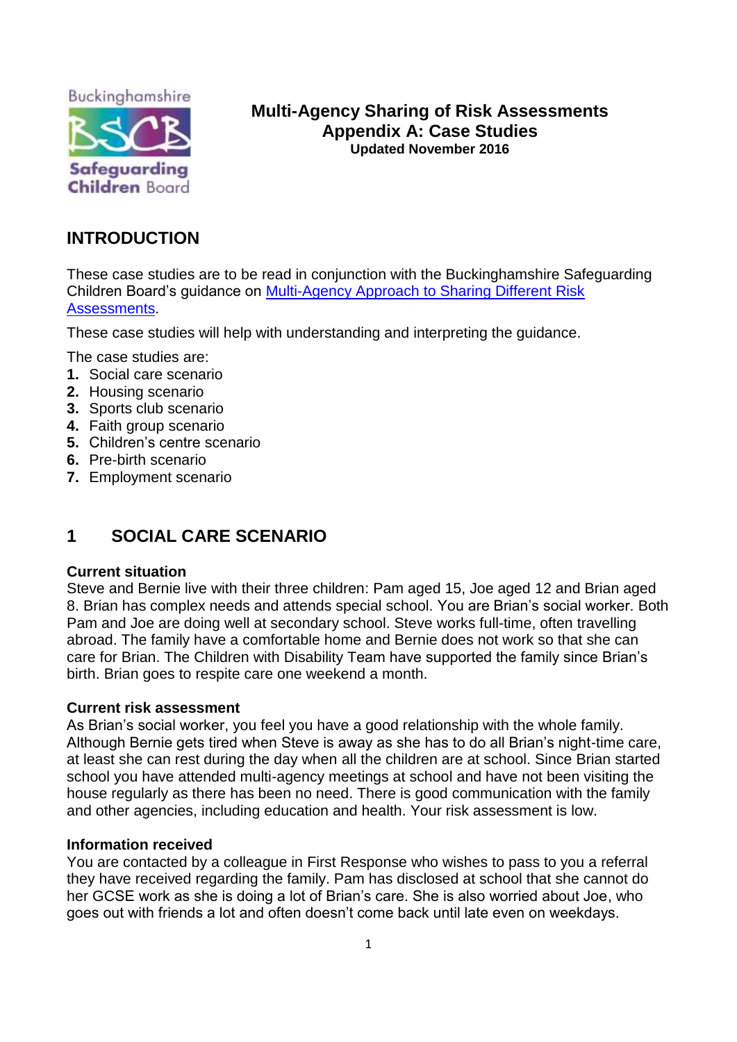# Multi-Agency Sharing of Risk Assessments
## Appendix A: Case Studies
**Updated November 2016**

## INTRODUCTION

These case studies are to be read in conjunction with the Buckinghamshire Safeguarding Children Board's guidance on [Multi-Agency Approach to Sharing Different Risk Assessments](#).

These case studies will help with understanding and interpreting the guidance.

The case studies are:

1. Social care scenario
2. Housing scenario
3. Sports club scenario
4. Faith group scenario
5. Children's centre scenario
6. Pre-birth scenario
7. Employment scenario

## 1 SOCIAL CARE SCENARIO

### Current situation

Steve and Bernie live with their three children: Pam aged 15, Joe aged 12 and Brian aged 8. Brian has complex needs and attends special school. You are Brian's social worker. Both Pam and Joe are doing well at secondary school. Steve works full-time, often travelling abroad. The family have a comfortable home and Bernie does not work so that she can care for Brian. The Children with Disability Team have supported the family since Brian's birth. Brian goes to respite care one weekend a month.

### Current risk assessment

As Brian's social worker, you feel you have a good relationship with the whole family. Although Bernie gets tired when Steve is away as she has to do all Brian's night-time care, at least she can rest during the day when all the children are at school. Since Brian started school you have attended multi-agency meetings at school and have not been visiting the house regularly as there has been no need. There is good communication with the family and other agencies, including education and health. Your risk assessment is low.

### Information received

You are contacted by a colleague in First Response who wishes to pass to you a referral they have received regarding the family. Pam has disclosed at school that she cannot do her GCSE work as she is doing a lot of Brian's care. She is also worried about Joe, who goes out with friends a lot and often doesn't come back until late even on weekdays.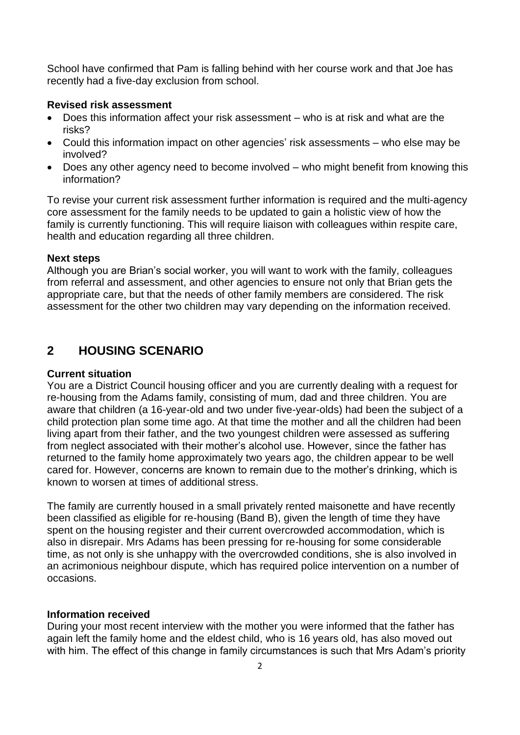School have confirmed that Pam is falling behind with her course work and that Joe has recently had a five-day exclusion from school.

**Revised risk assessment**

- Does this information affect your risk assessment – who is at risk and what are the risks?
- Could this information impact on other agencies' risk assessments – who else may be involved?
- Does any other agency need to become involved – who might benefit from knowing this information?

To revise your current risk assessment further information is required and the multi-agency core assessment for the family needs to be updated to gain a holistic view of how the family is currently functioning. This will require liaison with colleagues within respite care, health and education regarding all three children.

**Next steps**

Although you are Brian's social worker, you will want to work with the family, colleagues from referral and assessment, and other agencies to ensure not only that Brian gets the appropriate care, but that the needs of other family members are considered. The risk assessment for the other two children may vary depending on the information received.

## 2 HOUSING SCENARIO

**Current situation**

You are a District Council housing officer and you are currently dealing with a request for re-housing from the Adams family, consisting of mum, dad and three children. You are aware that children (a 16-year-old and two under five-year-olds) had been the subject of a child protection plan some time ago. At that time the mother and all the children had been living apart from their father, and the two youngest children were assessed as suffering from neglect associated with their mother's alcohol use. However, since the father has returned to the family home approximately two years ago, the children appear to be well cared for. However, concerns are known to remain due to the mother's drinking, which is known to worsen at times of additional stress.

The family are currently housed in a small privately rented maisonette and have recently been classified as eligible for re-housing (Band B), given the length of time they have spent on the housing register and their current overcrowded accommodation, which is also in disrepair. Mrs Adams has been pressing for re-housing for some considerable time, as not only is she unhappy with the overcrowded conditions, she is also involved in an acrimonious neighbour dispute, which has required police intervention on a number of occasions.

**Information received**

During your most recent interview with the mother you were informed that the father has again left the family home and the eldest child, who is 16 years old, has also moved out with him. The effect of this change in family circumstances is such that Mrs Adam's priority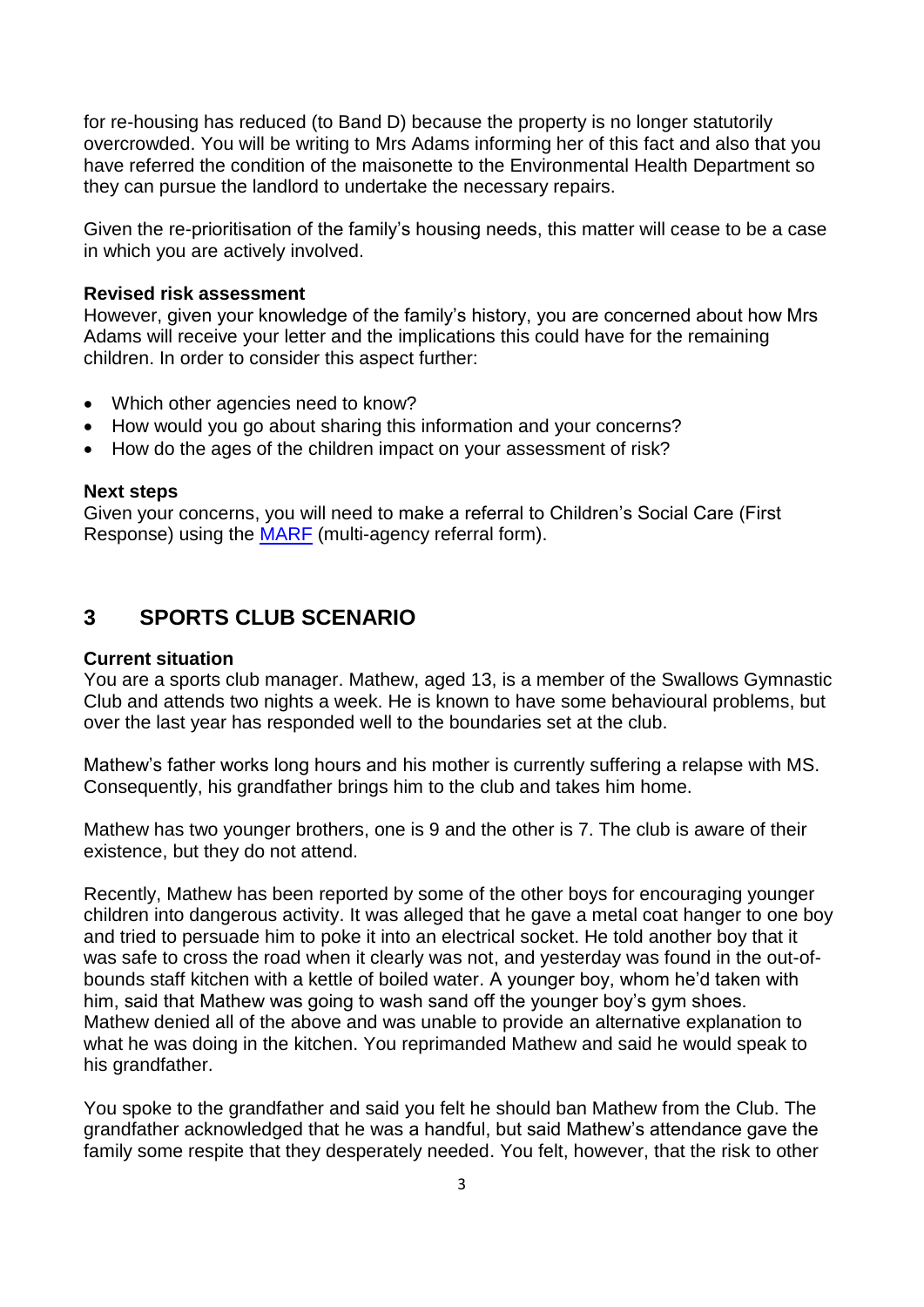for re-housing has reduced (to Band D) because the property is no longer statutorily overcrowded. You will be writing to Mrs Adams informing her of this fact and also that you have referred the condition of the maisonette to the Environmental Health Department so they can pursue the landlord to undertake the necessary repairs.

Given the re-prioritisation of the family's housing needs, this matter will cease to be a case in which you are actively involved.

**Revised risk assessment**
However, given your knowledge of the family's history, you are concerned about how Mrs Adams will receive your letter and the implications this could have for the remaining children. In order to consider this aspect further:

- Which other agencies need to know?
- How would you go about sharing this information and your concerns?
- How do the ages of the children impact on your assessment of risk?

**Next steps**
Given your concerns, you will need to make a referral to Children's Social Care (First Response) using the MARF (multi-agency referral form).

## 3 SPORTS CLUB SCENARIO

**Current situation**
You are a sports club manager. Mathew, aged 13, is a member of the Swallows Gymnastic Club and attends two nights a week. He is known to have some behavioural problems, but over the last year has responded well to the boundaries set at the club.

Mathew's father works long hours and his mother is currently suffering a relapse with MS. Consequently, his grandfather brings him to the club and takes him home.

Mathew has two younger brothers, one is 9 and the other is 7. The club is aware of their existence, but they do not attend.

Recently, Mathew has been reported by some of the other boys for encouraging younger children into dangerous activity. It was alleged that he gave a metal coat hanger to one boy and tried to persuade him to poke it into an electrical socket. He told another boy that it was safe to cross the road when it clearly was not, and yesterday was found in the out-of-bounds staff kitchen with a kettle of boiled water. A younger boy, whom he'd taken with him, said that Mathew was going to wash sand off the younger boy's gym shoes. Mathew denied all of the above and was unable to provide an alternative explanation to what he was doing in the kitchen. You reprimanded Mathew and said he would speak to his grandfather.

You spoke to the grandfather and said you felt he should ban Mathew from the Club. The grandfather acknowledged that he was a handful, but said Mathew's attendance gave the family some respite that they desperately needed. You felt, however, that the risk to other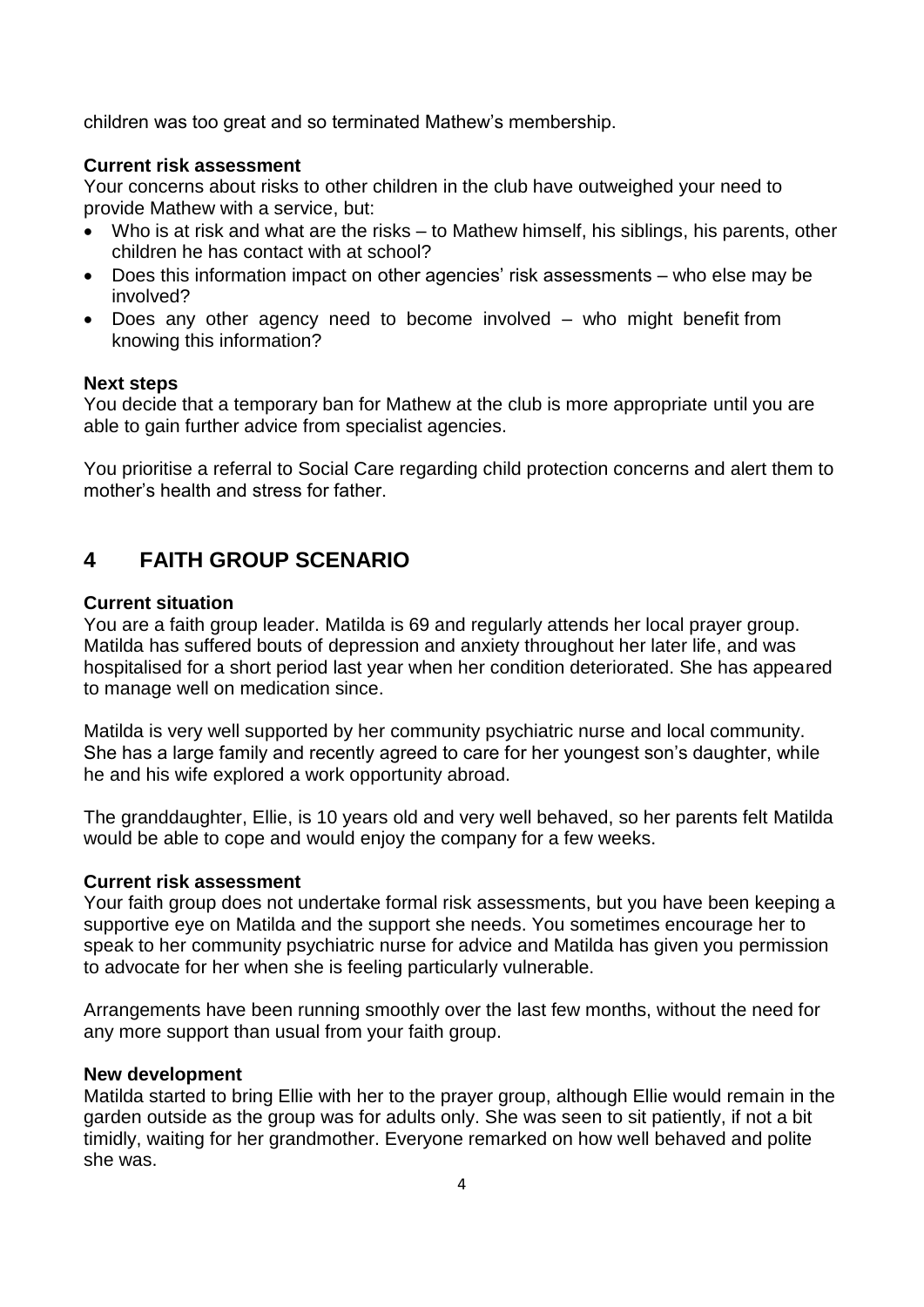children was too great and so terminated Mathew's membership.

**Current risk assessment**

Your concerns about risks to other children in the club have outweighed your need to provide Mathew with a service, but:

- Who is at risk and what are the risks – to Mathew himself, his siblings, his parents, other children he has contact with at school?
- Does this information impact on other agencies' risk assessments – who else may be involved?
- Does any other agency need to become involved – who might benefit from knowing this information?

**Next steps**

You decide that a temporary ban for Mathew at the club is more appropriate until you are able to gain further advice from specialist agencies.

You prioritise a referral to Social Care regarding child protection concerns and alert them to mother's health and stress for father.

## 4 FAITH GROUP SCENARIO

**Current situation**

You are a faith group leader. Matilda is 69 and regularly attends her local prayer group. Matilda has suffered bouts of depression and anxiety throughout her later life, and was hospitalised for a short period last year when her condition deteriorated. She has appeared to manage well on medication since.

Matilda is very well supported by her community psychiatric nurse and local community. She has a large family and recently agreed to care for her youngest son's daughter, while he and his wife explored a work opportunity abroad.

The granddaughter, Ellie, is 10 years old and very well behaved, so her parents felt Matilda would be able to cope and would enjoy the company for a few weeks.

**Current risk assessment**

Your faith group does not undertake formal risk assessments, but you have been keeping a supportive eye on Matilda and the support she needs. You sometimes encourage her to speak to her community psychiatric nurse for advice and Matilda has given you permission to advocate for her when she is feeling particularly vulnerable.

Arrangements have been running smoothly over the last few months, without the need for any more support than usual from your faith group.

**New development**

Matilda started to bring Ellie with her to the prayer group, although Ellie would remain in the garden outside as the group was for adults only. She was seen to sit patiently, if not a bit timidly, waiting for her grandmother. Everyone remarked on how well behaved and polite she was.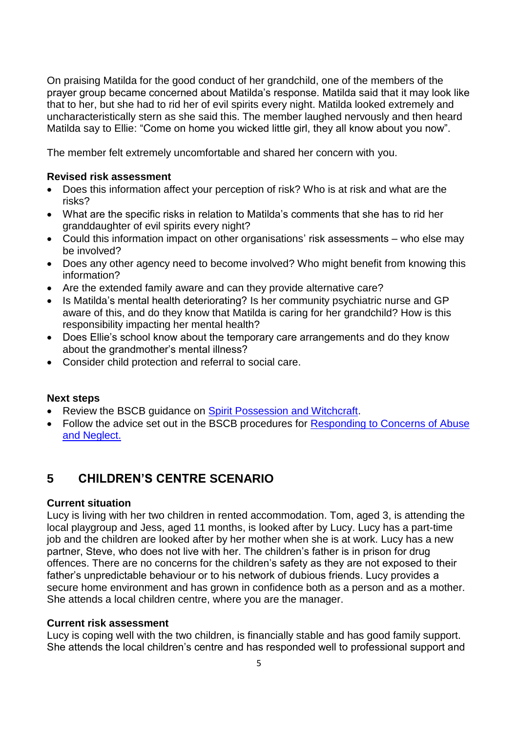On praising Matilda for the good conduct of her grandchild, one of the members of the prayer group became concerned about Matilda's response. Matilda said that it may look like that to her, but she had to rid her of evil spirits every night. Matilda looked extremely and uncharacteristically stern as she said this. The member laughed nervously and then heard Matilda say to Ellie: "Come on home you wicked little girl, they all know about you now".

The member felt extremely uncomfortable and shared her concern with you.

**Revised risk assessment**

- Does this information affect your perception of risk? Who is at risk and what are the risks?
- What are the specific risks in relation to Matilda's comments that she has to rid her granddaughter of evil spirits every night?
- Could this information impact on other organisations' risk assessments – who else may be involved?
- Does any other agency need to become involved? Who might benefit from knowing this information?
- Are the extended family aware and can they provide alternative care?
- Is Matilda's mental health deteriorating? Is her community psychiatric nurse and GP aware of this, and do they know that Matilda is caring for her grandchild? How is this responsibility impacting her mental health?
- Does Ellie's school know about the temporary care arrangements and do they know about the grandmother's mental illness?
- Consider child protection and referral to social care.

**Next steps**

- Review the BSCB guidance on [Spirit Possession and Witchcraft](#).
- Follow the advice set out in the BSCB procedures for [Responding to Concerns of Abuse and Neglect.](#)

## 5 CHILDREN'S CENTRE SCENARIO

**Current situation**

Lucy is living with her two children in rented accommodation. Tom, aged 3, is attending the local playgroup and Jess, aged 11 months, is looked after by Lucy. Lucy has a part-time job and the children are looked after by her mother when she is at work. Lucy has a new partner, Steve, who does not live with her. The children's father is in prison for drug offences. There are no concerns for the children's safety as they are not exposed to their father's unpredictable behaviour or to his network of dubious friends. Lucy provides a secure home environment and has grown in confidence both as a person and as a mother. She attends a local children centre, where you are the manager.

**Current risk assessment**

Lucy is coping well with the two children, is financially stable and has good family support. She attends the local children's centre and has responded well to professional support and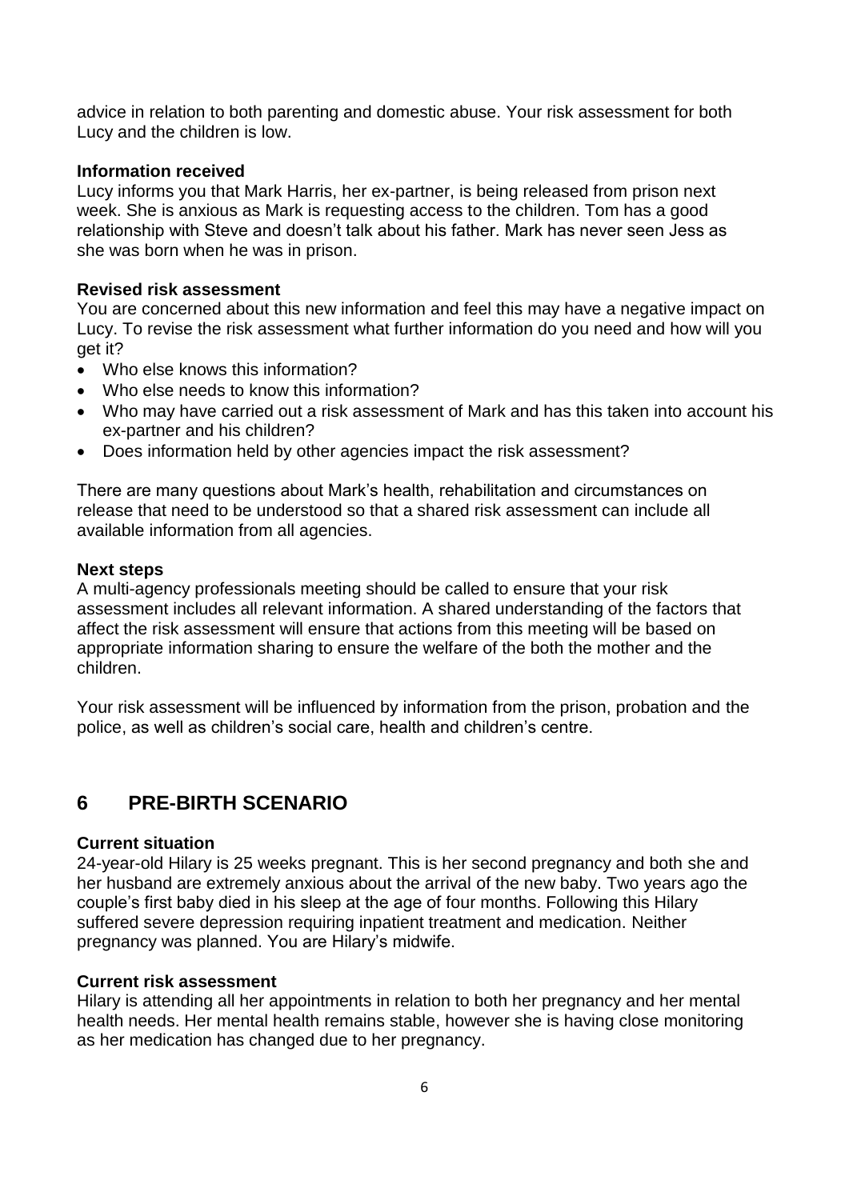advice in relation to both parenting and domestic abuse. Your risk assessment for both Lucy and the children is low.

**Information received**

Lucy informs you that Mark Harris, her ex-partner, is being released from prison next week. She is anxious as Mark is requesting access to the children. Tom has a good relationship with Steve and doesn't talk about his father. Mark has never seen Jess as she was born when he was in prison.

**Revised risk assessment**

You are concerned about this new information and feel this may have a negative impact on Lucy. To revise the risk assessment what further information do you need and how will you get it?

- Who else knows this information?
- Who else needs to know this information?
- Who may have carried out a risk assessment of Mark and has this taken into account his ex-partner and his children?
- Does information held by other agencies impact the risk assessment?

There are many questions about Mark's health, rehabilitation and circumstances on release that need to be understood so that a shared risk assessment can include all available information from all agencies.

**Next steps**

A multi-agency professionals meeting should be called to ensure that your risk assessment includes all relevant information. A shared understanding of the factors that affect the risk assessment will ensure that actions from this meeting will be based on appropriate information sharing to ensure the welfare of the both the mother and the children.

Your risk assessment will be influenced by information from the prison, probation and the police, as well as children's social care, health and children's centre.

## 6 PRE-BIRTH SCENARIO

**Current situation**

24-year-old Hilary is 25 weeks pregnant. This is her second pregnancy and both she and her husband are extremely anxious about the arrival of the new baby. Two years ago the couple's first baby died in his sleep at the age of four months. Following this Hilary suffered severe depression requiring inpatient treatment and medication. Neither pregnancy was planned. You are Hilary's midwife.

**Current risk assessment**

Hilary is attending all her appointments in relation to both her pregnancy and her mental health needs. Her mental health remains stable, however she is having close monitoring as her medication has changed due to her pregnancy.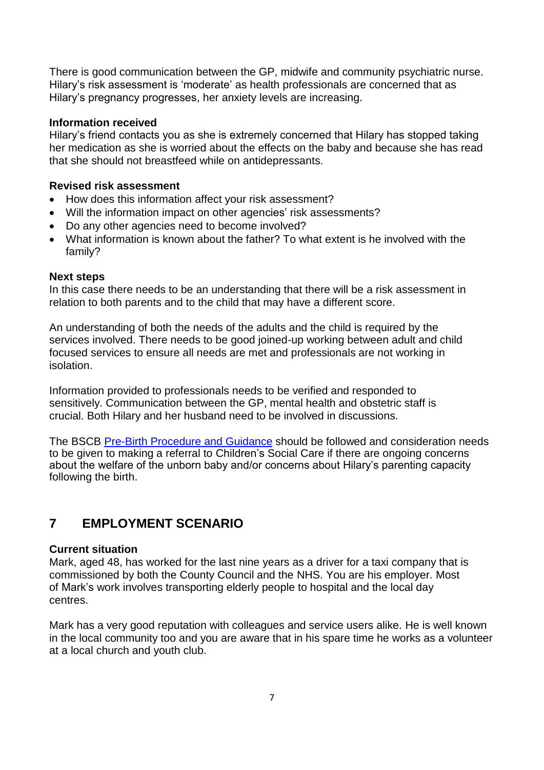There is good communication between the GP, midwife and community psychiatric nurse. Hilary's risk assessment is 'moderate' as health professionals are concerned that as Hilary's pregnancy progresses, her anxiety levels are increasing.

**Information received**
Hilary's friend contacts you as she is extremely concerned that Hilary has stopped taking her medication as she is worried about the effects on the baby and because she has read that she should not breastfeed while on antidepressants.

**Revised risk assessment**

- How does this information affect your risk assessment?
- Will the information impact on other agencies' risk assessments?
- Do any other agencies need to become involved?
- What information is known about the father? To what extent is he involved with the family?

**Next steps**
In this case there needs to be an understanding that there will be a risk assessment in relation to both parents and to the child that may have a different score.

An understanding of both the needs of the adults and the child is required by the services involved. There needs to be good joined-up working between adult and child focused services to ensure all needs are met and professionals are not working in isolation.

Information provided to professionals needs to be verified and responded to sensitively. Communication between the GP, mental health and obstetric staff is crucial. Both Hilary and her husband need to be involved in discussions.

The BSCB Pre-Birth Procedure and Guidance should be followed and consideration needs to be given to making a referral to Children's Social Care if there are ongoing concerns about the welfare of the unborn baby and/or concerns about Hilary's parenting capacity following the birth.

## 7 EMPLOYMENT SCENARIO

**Current situation**
Mark, aged 48, has worked for the last nine years as a driver for a taxi company that is commissioned by both the County Council and the NHS. You are his employer. Most of Mark's work involves transporting elderly people to hospital and the local day centres.

Mark has a very good reputation with colleagues and service users alike. He is well known in the local community too and you are aware that in his spare time he works as a volunteer at a local church and youth club.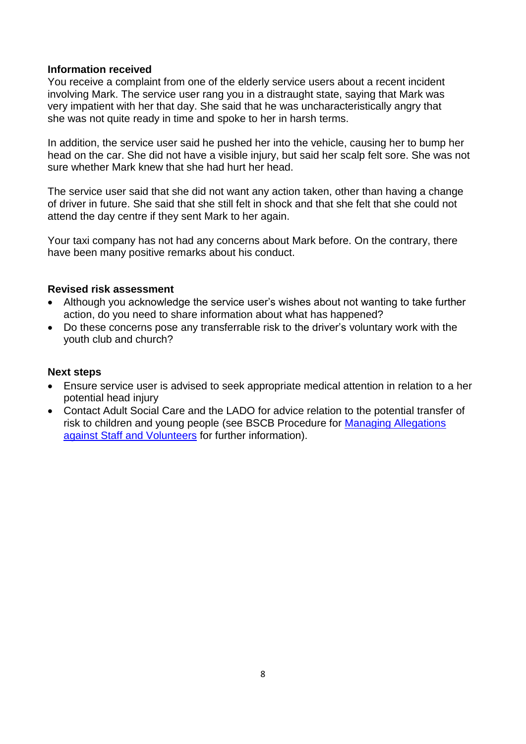**Information received**

You receive a complaint from one of the elderly service users about a recent incident involving Mark. The service user rang you in a distraught state, saying that Mark was very impatient with her that day. She said that he was uncharacteristically angry that she was not quite ready in time and spoke to her in harsh terms.

In addition, the service user said he pushed her into the vehicle, causing her to bump her head on the car. She did not have a visible injury, but said her scalp felt sore. She was not sure whether Mark knew that she had hurt her head.

The service user said that she did not want any action taken, other than having a change of driver in future. She said that she still felt in shock and that she felt that she could not attend the day centre if they sent Mark to her again.

Your taxi company has not had any concerns about Mark before. On the contrary, there have been many positive remarks about his conduct.

**Revised risk assessment**

- Although you acknowledge the service user's wishes about not wanting to take further action, do you need to share information about what has happened?
- Do these concerns pose any transferrable risk to the driver's voluntary work with the youth club and church?

**Next steps**

- Ensure service user is advised to seek appropriate medical attention in relation to a her potential head injury
- Contact Adult Social Care and the LADO for advice relation to the potential transfer of risk to children and young people (see BSCB Procedure for [Managing Allegations against Staff and Volunteers]() for further information).